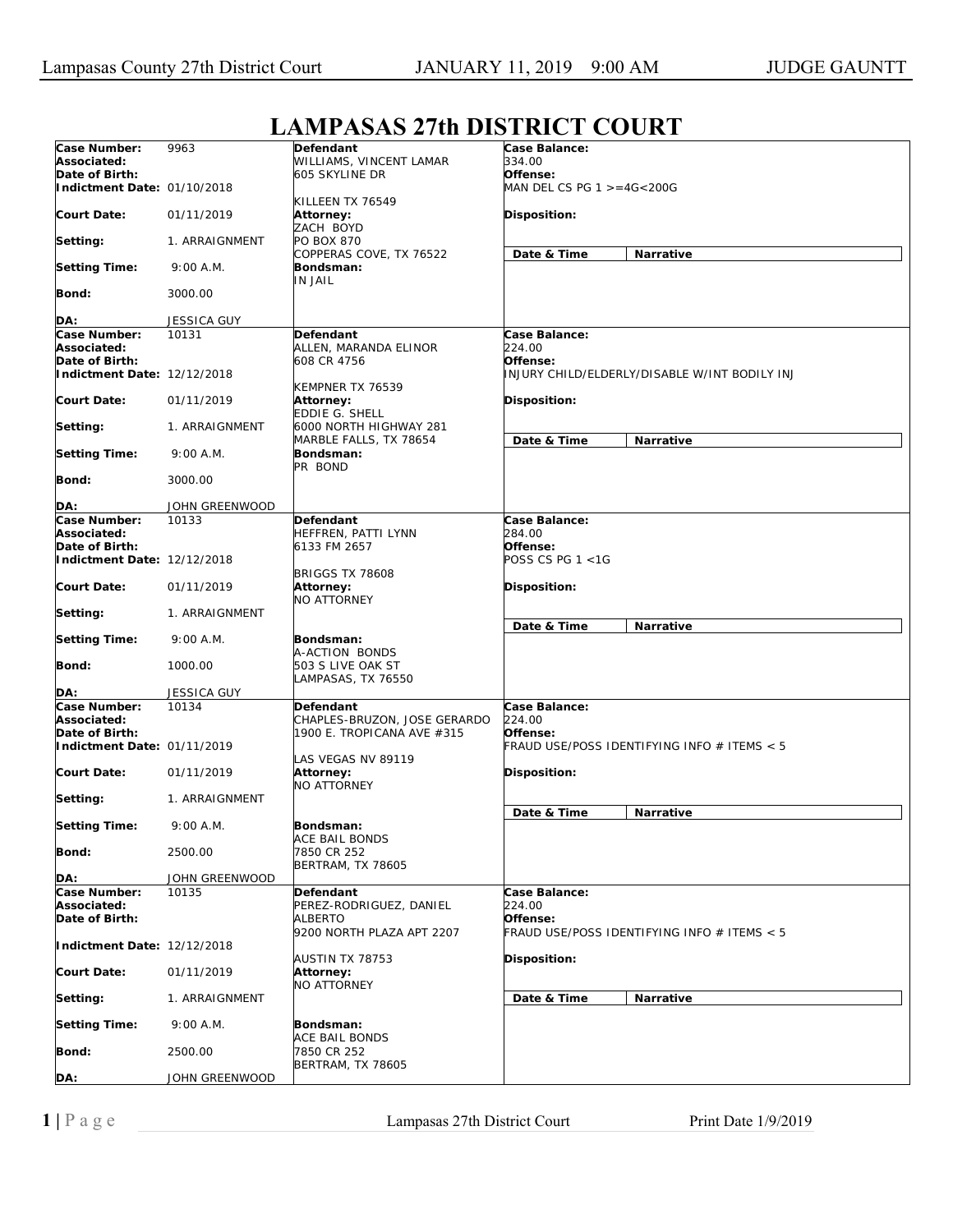# LAMPASAS 27th DISTRICT COURT

| Case Info | | Defendant | Case Details |
|---|---|---|---|
| **Case Number:** | 9963 | **Defendant** WILLIAMS, VINCENT LAMAR 605 SKYLINE DR KILLEEN TX 76549 | **Case Balance:** 334.00 |
| **Associated:** | | | **Offense:** MAN DEL CS PG 1 >=4G<200G |
| **Date of Birth:** | | | |
| **Indictment Date:** | 01/10/2018 | | |
| **Court Date:** | 01/11/2019 | **Attorney:** ZACH BOYD PO BOX 870 COPPERAS COVE, TX 76522 | **Disposition:** |
| **Setting:** | 1. ARRAIGNMENT | | **Date & Time** / **Narrative** |
| **Setting Time:** | 9:00 A.M. | **Bondsman:** IN JAIL | |
| **Bond:** | 3000.00 | | |
| **DA:** | JESSICA GUY | | |
| **Case Number:** | 10131 | **Defendant** ALLEN, MARANDA ELINOR 608 CR 4756 KEMPNER TX 76539 | **Case Balance:** 224.00 |
| **Associated:** | | | **Offense:** INJURY CHILD/ELDERLY/DISABLE W/INT BODILY INJ |
| **Date of Birth:** | | | |
| **Indictment Date:** | 12/12/2018 | | |
| **Court Date:** | 01/11/2019 | **Attorney:** EDDIE G. SHELL 6000 NORTH HIGHWAY 281 MARBLE FALLS, TX 78654 | **Disposition:** |
| **Setting:** | 1. ARRAIGNMENT | | **Date & Time** / **Narrative** |
| **Setting Time:** | 9:00 A.M. | **Bondsman:** PR BOND | |
| **Bond:** | 3000.00 | | |
| **DA:** | JOHN GREENWOOD | | |
| **Case Number:** | 10133 | **Defendant** HEFFREN, PATTI LYNN 6133 FM 2657 BRIGGS TX 78608 | **Case Balance:** 284.00 |
| **Associated:** | | | **Offense:** POSS CS PG 1 <1G |
| **Date of Birth:** | | | |
| **Indictment Date:** | 12/12/2018 | | |
| **Court Date:** | 01/11/2019 | **Attorney:** NO ATTORNEY | **Disposition:** |
| **Setting:** | 1. ARRAIGNMENT | | **Date & Time** / **Narrative** |
| **Setting Time:** | 9:00 A.M. | **Bondsman:** A-ACTION BONDS 503 S LIVE OAK ST LAMPASAS, TX 76550 | |
| **Bond:** | 1000.00 | | |
| **DA:** | JESSICA GUY | | |
| **Case Number:** | 10134 | **Defendant** CHAPLES-BRUZON, JOSE GERARDO 1900 E. TROPICANA AVE #315 LAS VEGAS NV 89119 | **Case Balance:** 224.00 |
| **Associated:** | | | **Offense:** FRAUD USE/POSS IDENTIFYING INFO # ITEMS < 5 |
| **Date of Birth:** | | | |
| **Indictment Date:** | 01/11/2019 | | |
| **Court Date:** | 01/11/2019 | **Attorney:** NO ATTORNEY | **Disposition:** |
| **Setting:** | 1. ARRAIGNMENT | | **Date & Time** / **Narrative** |
| **Setting Time:** | 9:00 A.M. | **Bondsman:** ACE BAIL BONDS 7850 CR 252 BERTRAM, TX 78605 | |
| **Bond:** | 2500.00 | | |
| **DA:** | JOHN GREENWOOD | | |
| **Case Number:** | 10135 | **Defendant** PEREZ-RODRIGUEZ, DANIEL ALBERTO 9200 NORTH PLAZA APT 2207 AUSTIN TX 78753 | **Case Balance:** 224.00 |
| **Associated:** | | | **Offense:** FRAUD USE/POSS IDENTIFYING INFO # ITEMS < 5 |
| **Date of Birth:** | | | |
| **Indictment Date:** | 12/12/2018 | | |
| **Court Date:** | 01/11/2019 | **Attorney:** NO ATTORNEY | **Disposition:** |
| **Setting:** | 1. ARRAIGNMENT | | **Date & Time** / **Narrative** |
| **Setting Time:** | 9:00 A.M. | **Bondsman:** ACE BAIL BONDS 7850 CR 252 BERTRAM, TX 78605 | |
| **Bond:** | 2500.00 | | |
| **DA:** | JOHN GREENWOOD | | |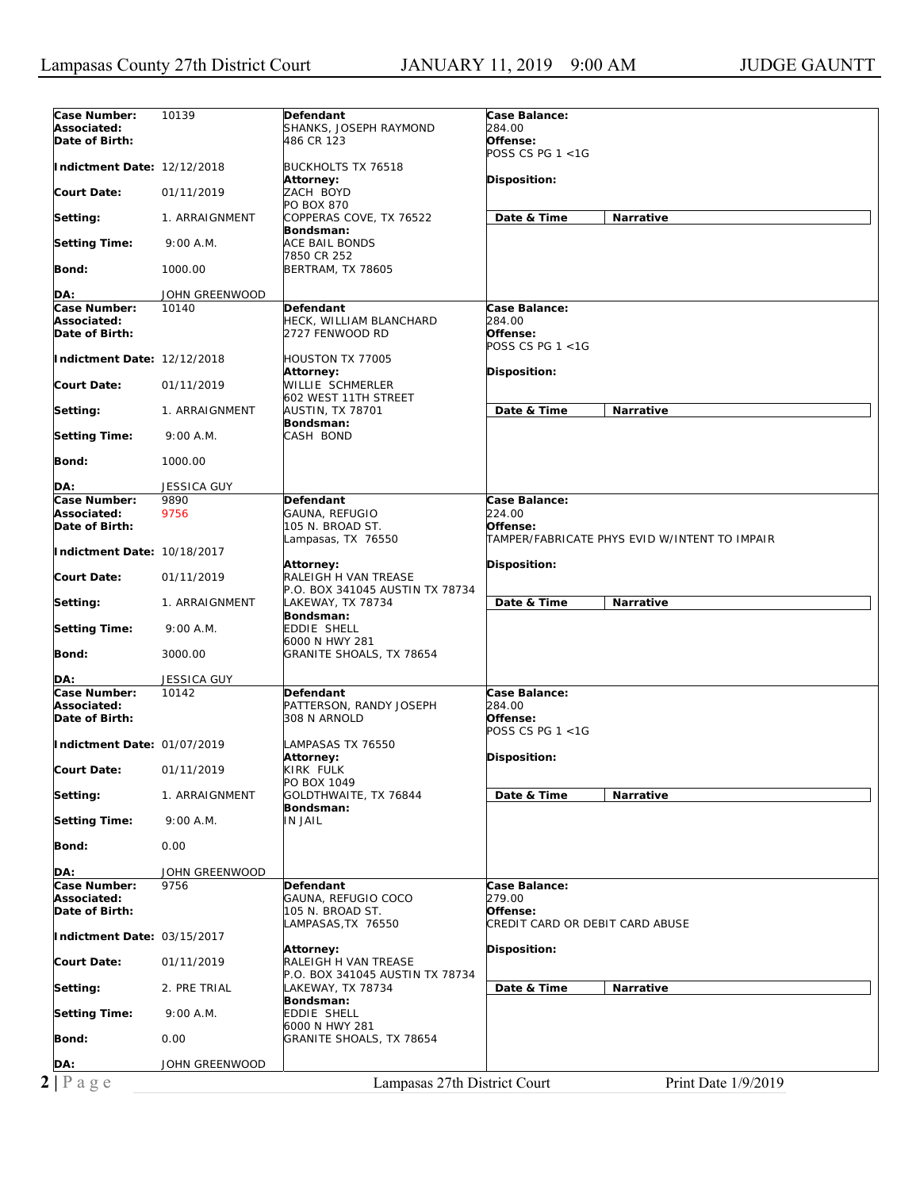Lampasas County 27th District Court — JANUARY 11, 2019 9:00 AM — JUDGE GAUNTT

| Case Number: | 10139 | Defendant | Case Balance: |
|---|---|---|---|
| Associated: | | SHANKS, JOSEPH RAYMOND | 284.00 |
| Date of Birth: | | 486 CR 123 | **Offense:** POSS CS PG 1 <1G |
| Indictment Date: | 12/12/2018 | BUCKHOLTS TX 76518 | |
| Court Date: | 01/11/2019 | **Attorney:** ZACH BOYD, PO BOX 870 | **Disposition:** |
| Setting: | 1. ARRAIGNMENT | COPPERAS COVE, TX 76522 | **Date & Time** / **Narrative** |
| Setting Time: | 9:00 A.M. | **Bondsman:** ACE BAIL BONDS, 7850 CR 252 | |
| Bond: | 1000.00 | BERTRAM, TX 78605 | |
| DA: | JOHN GREENWOOD | | |

| Case Number: | 10140 | Defendant | Case Balance: |
|---|---|---|---|
| Associated: | | HECK, WILLIAM BLANCHARD | 284.00 |
| Date of Birth: | | 2727 FENWOOD RD | **Offense:** POSS CS PG 1 <1G |
| Indictment Date: | 12/12/2018 | HOUSTON TX 77005 | |
| Court Date: | 01/11/2019 | **Attorney:** WILLIE SCHMERLER, 602 WEST 11TH STREET | **Disposition:** |
| Setting: | 1. ARRAIGNMENT | AUSTIN, TX 78701 | **Date & Time** / **Narrative** |
| Setting Time: | 9:00 A.M. | **Bondsman:** CASH BOND | |
| Bond: | 1000.00 | | |
| DA: | JESSICA GUY | | |

| Case Number: | 9890 | Defendant | Case Balance: |
|---|---|---|---|
| Associated: | 9756 | GAUNA, REFUGIO | 224.00 |
| Date of Birth: | | 105 N. BROAD ST. Lampasas, TX 76550 | **Offense:** TAMPER/FABRICATE PHYS EVID W/INTENT TO IMPAIR |
| Indictment Date: | 10/18/2017 | | |
| Court Date: | 01/11/2019 | **Attorney:** RALEIGH H VAN TREASE, P.O. BOX 341045 AUSTIN TX 78734 | **Disposition:** |
| Setting: | 1. ARRAIGNMENT | LAKEWAY, TX 78734 | **Date & Time** / **Narrative** |
| Setting Time: | 9:00 A.M. | **Bondsman:** EDDIE SHELL, 6000 N HWY 281 | |
| Bond: | 3000.00 | GRANITE SHOALS, TX 78654 | |
| DA: | JESSICA GUY | | |

| Case Number: | 10142 | Defendant | Case Balance: |
|---|---|---|---|
| Associated: | | PATTERSON, RANDY JOSEPH | 284.00 |
| Date of Birth: | | 308 N ARNOLD | **Offense:** POSS CS PG 1 <1G |
| Indictment Date: | 01/07/2019 | LAMPASAS TX 76550 | |
| Court Date: | 01/11/2019 | **Attorney:** KIRK FULK, PO BOX 1049 | **Disposition:** |
| Setting: | 1. ARRAIGNMENT | GOLDTHWAITE, TX 76844 | **Date & Time** / **Narrative** |
| Setting Time: | 9:00 A.M. | **Bondsman:** IN JAIL | |
| Bond: | 0.00 | | |
| DA: | JOHN GREENWOOD | | |

| Case Number: | 9756 | Defendant | Case Balance: |
|---|---|---|---|
| Associated: | | GAUNA, REFUGIO COCO | 279.00 |
| Date of Birth: | | 105 N. BROAD ST. LAMPASAS,TX 76550 | **Offense:** CREDIT CARD OR DEBIT CARD ABUSE |
| Indictment Date: | 03/15/2017 | | |
| Court Date: | 01/11/2019 | **Attorney:** RALEIGH H VAN TREASE, P.O. BOX 341045 AUSTIN TX 78734 | **Disposition:** |
| Setting: | 2. PRE TRIAL | LAKEWAY, TX 78734 | **Date & Time** / **Narrative** |
| Setting Time: | 9:00 A.M. | **Bondsman:** EDDIE SHELL, 6000 N HWY 281 | |
| Bond: | 0.00 | GRANITE SHOALS, TX 78654 | |
| DA: | JOHN GREENWOOD | | |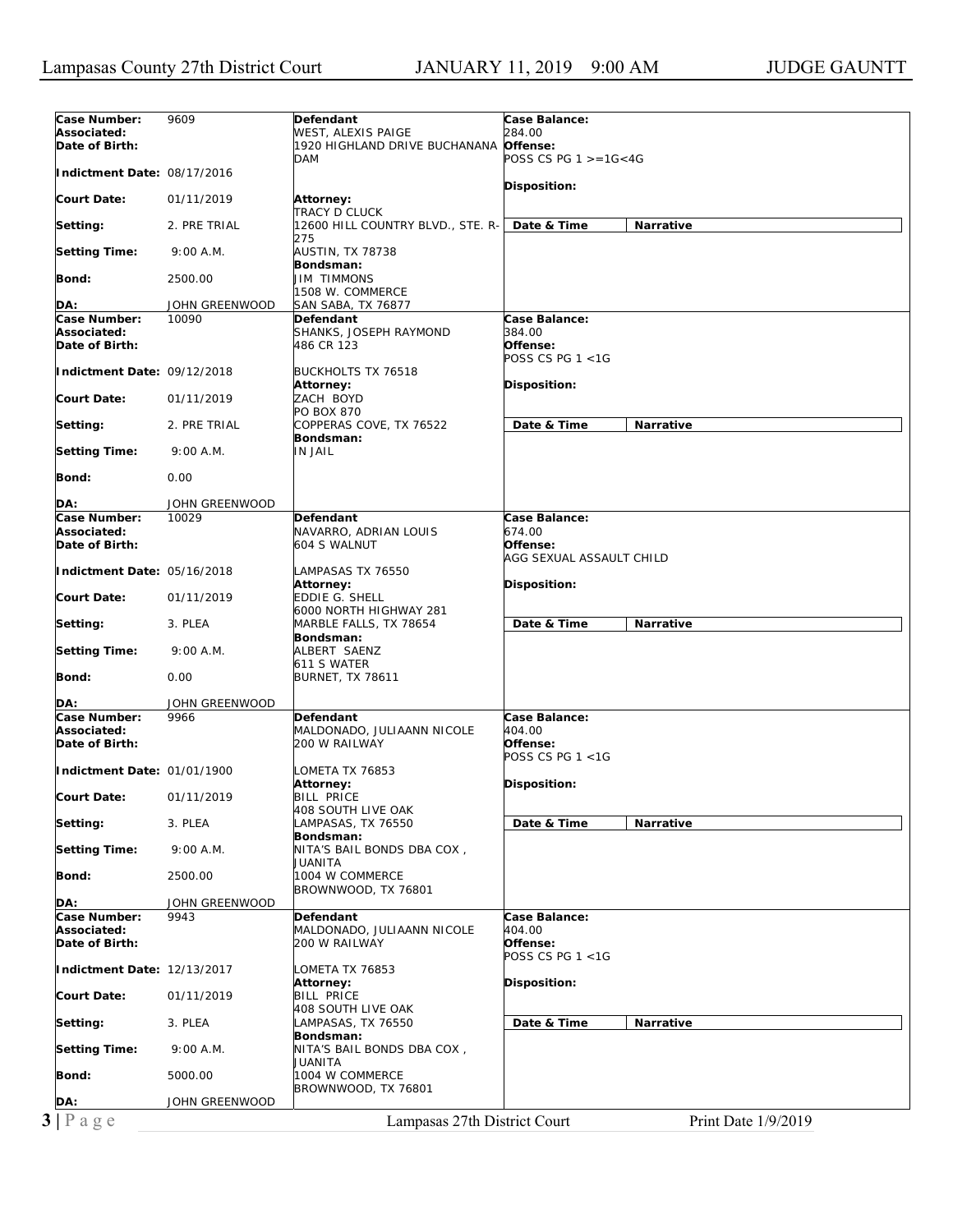| Case Number: | 9609 | Defendant | Case Balance: | |
|---|---|---|---|---|
| Associated: | | WEST, ALEXIS PAIGE | 284.00 | |
| Date of Birth: | | 1920 HIGHLAND DRIVE BUCHANANA DAM | Offense: POSS CS PG 1 >=1G<4G | |
| Indictment Date: | 08/17/2016 | | Disposition: | |
| Court Date: | 01/11/2019 | Attorney: TRACY D CLUCK | | |
| Setting: | 2. PRE TRIAL | 12600 HILL COUNTRY BLVD., STE. R-275 | Date & Time | Narrative |
| Setting Time: | 9:00 A.M. | AUSTIN, TX 78738 | | |
| Bond: | 2500.00 | Bondsman: JIM TIMMONS 1508 W. COMMERCE | | |
| DA: | JOHN GREENWOOD | SAN SABA, TX 76877 | | |

| Case Number: | 10090 | Defendant | Case Balance: | |
|---|---|---|---|---|
| Associated: | | SHANKS, JOSEPH RAYMOND | 384.00 | |
| Date of Birth: | | 486 CR 123 | Offense: POSS CS PG 1 <1G | |
| Indictment Date: | 09/12/2018 | BUCKHOLTS TX 76518 | | |
| | | Attorney: | Disposition: | |
| Court Date: | 01/11/2019 | ZACH BOYD PO BOX 870 | | |
| Setting: | 2. PRE TRIAL | COPPERAS COVE, TX 76522 | Date & Time | Narrative |
| Setting Time: | 9:00 A.M. | Bondsman: IN JAIL | | |
| Bond: | 0.00 | | | |
| DA: | JOHN GREENWOOD | | | |

| Case Number: | 10029 | Defendant | Case Balance: | |
|---|---|---|---|---|
| Associated: | | NAVARRO, ADRIAN LOUIS | 674.00 | |
| Date of Birth: | | 604 S WALNUT | Offense: AGG SEXUAL ASSAULT CHILD | |
| Indictment Date: | 05/16/2018 | LAMPASAS TX 76550 | | |
| | | Attorney: | Disposition: | |
| Court Date: | 01/11/2019 | EDDIE G. SHELL 6000 NORTH HIGHWAY 281 | | |
| Setting: | 3. PLEA | MARBLE FALLS, TX 78654 | Date & Time | Narrative |
| Setting Time: | 9:00 A.M. | Bondsman: ALBERT SAENZ 611 S WATER | | |
| Bond: | 0.00 | BURNET, TX 78611 | | |
| DA: | JOHN GREENWOOD | | | |

| Case Number: | 9966 | Defendant | Case Balance: | |
|---|---|---|---|---|
| Associated: | | MALDONADO, JULIAANN NICOLE | 404.00 | |
| Date of Birth: | | 200 W RAILWAY | Offense: POSS CS PG 1 <1G | |
| Indictment Date: | 01/01/1900 | LOMETA TX 76853 | | |
| | | Attorney: | Disposition: | |
| Court Date: | 01/11/2019 | BILL PRICE 408 SOUTH LIVE OAK | | |
| Setting: | 3. PLEA | LAMPASAS, TX 76550 | Date & Time | Narrative |
| Setting Time: | 9:00 A.M. | Bondsman: NITA'S BAIL BONDS DBA COX , JUANITA | | |
| Bond: | 2500.00 | 1004 W COMMERCE BROWNWOOD, TX 76801 | | |
| DA: | JOHN GREENWOOD | | | |

| Case Number: | 9943 | Defendant | Case Balance: | |
|---|---|---|---|---|
| Associated: | | MALDONADO, JULIAANN NICOLE | 404.00 | |
| Date of Birth: | | 200 W RAILWAY | Offense: POSS CS PG 1 <1G | |
| Indictment Date: | 12/13/2017 | LOMETA TX 76853 | | |
| | | Attorney: | Disposition: | |
| Court Date: | 01/11/2019 | BILL PRICE 408 SOUTH LIVE OAK | | |
| Setting: | 3. PLEA | LAMPASAS, TX 76550 | Date & Time | Narrative |
| Setting Time: | 9:00 A.M. | Bondsman: NITA'S BAIL BONDS DBA COX , JUANITA | | |
| Bond: | 5000.00 | 1004 W COMMERCE BROWNWOOD, TX 76801 | | |
| DA: | JOHN GREENWOOD | | | |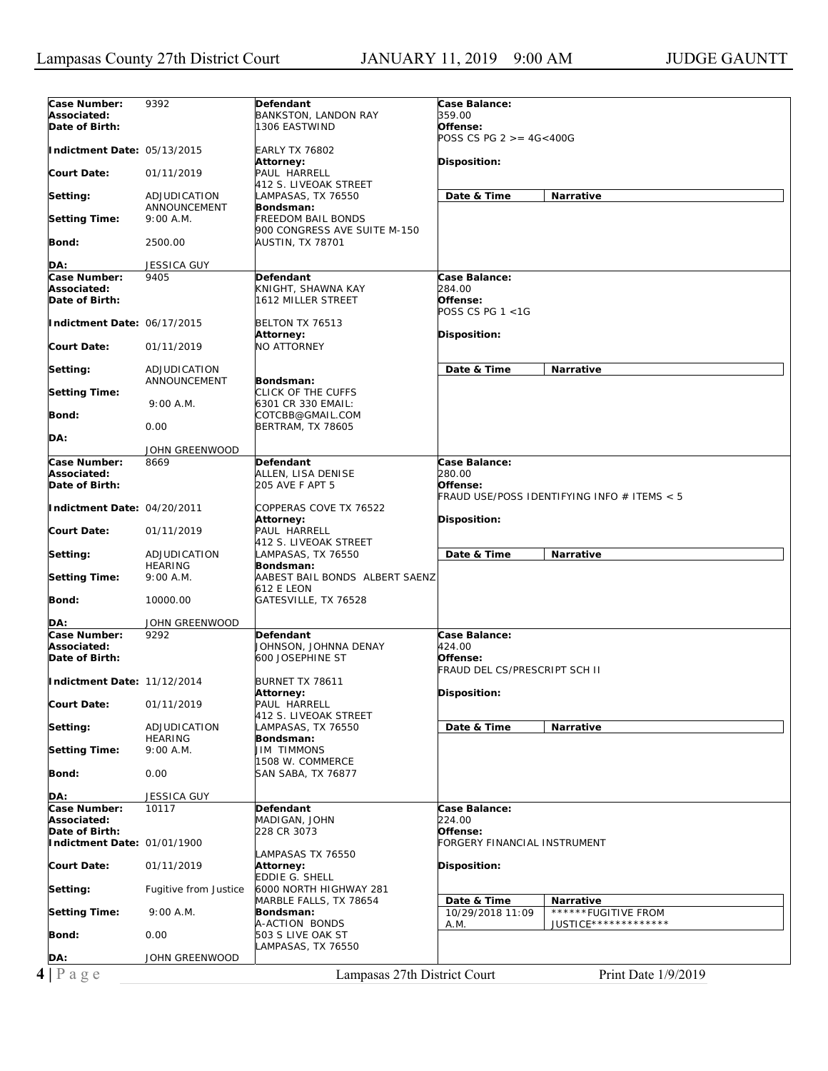| Case Number: | 9392 | Defendant | Case Balance: |
|---|---|---|---|
| Associated: | | BANKSTON, LANDON RAY | 359.00 |
| Date of Birth: | | 1306 EASTWIND | Offense: POSS CS PG 2 >= 4G<400G |
| Indictment Date: | 05/13/2015 | EARLY TX 76802 | |
| Court Date: | 01/11/2019 | Attorney: PAUL HARRELL 412 S. LIVEOAK STREET LAMPASAS, TX 76550 | Disposition: |
| Setting: | ADJUDICATION ANNOUNCEMENT | | Date & Time / Narrative |
| Setting Time: | 9:00 A.M. | Bondsman: FREEDOM BAIL BONDS 900 CONGRESS AVE SUITE M-150 AUSTIN, TX 78701 | |
| Bond: | 2500.00 | | |
| DA: | JESSICA GUY | | |

| Case Number: | 9405 | Defendant | Case Balance: |
|---|---|---|---|
| Associated: | | KNIGHT, SHAWNA KAY | 284.00 |
| Date of Birth: | | 1612 MILLER STREET | Offense: POSS CS PG 1 <1G |
| Indictment Date: | 06/17/2015 | BELTON TX 76513 | |
| Court Date: | 01/11/2019 | Attorney: NO ATTORNEY | Disposition: |
| Setting: | ADJUDICATION ANNOUNCEMENT | | Date & Time / Narrative |
| Setting Time: | 9:00 A.M. | Bondsman: CLICK OF THE CUFFS 6301 CR 330 EMAIL: COTCBB@GMAIL.COM BERTRAM, TX 78605 | |
| Bond: | 0.00 | | |
| DA: | JOHN GREENWOOD | | |

| Case Number: | 8669 | Defendant | Case Balance: |
|---|---|---|---|
| Associated: | | ALLEN, LISA DENISE | 280.00 |
| Date of Birth: | | 205 AVE F APT 5 | Offense: FRAUD USE/POSS IDENTIFYING INFO # ITEMS < 5 |
| Indictment Date: | 04/20/2011 | COPPERAS COVE TX 76522 | |
| Court Date: | 01/11/2019 | Attorney: PAUL HARRELL 412 S. LIVEOAK STREET LAMPASAS, TX 76550 | Disposition: |
| Setting: | ADJUDICATION HEARING | | Date & Time / Narrative |
| Setting Time: | 9:00 A.M. | Bondsman: AABEST BAIL BONDS ALBERT SAENZ 612 E LEON GATESVILLE, TX 76528 | |
| Bond: | 10000.00 | | |
| DA: | JOHN GREENWOOD | | |

| Case Number: | 9292 | Defendant | Case Balance: |
|---|---|---|---|
| Associated: | | JOHNSON, JOHNNA DENAY | 424.00 |
| Date of Birth: | | 600 JOSEPHINE ST | Offense: FRAUD DEL CS/PRESCRIPT SCH II |
| Indictment Date: | 11/12/2014 | BURNET TX 78611 | |
| Court Date: | 01/11/2019 | Attorney: PAUL HARRELL 412 S. LIVEOAK STREET LAMPASAS, TX 76550 | Disposition: |
| Setting: | ADJUDICATION HEARING | | Date & Time / Narrative |
| Setting Time: | 9:00 A.M. | Bondsman: JIM TIMMONS 1508 W. COMMERCE SAN SABA, TX 76877 | |
| Bond: | 0.00 | | |
| DA: | JESSICA GUY | | |

| Case Number: | 10117 | Defendant | Case Balance: |
|---|---|---|---|
| Associated: | | MADIGAN, JOHN | 224.00 |
| Date of Birth: | | 228 CR 3073 | Offense: FORGERY FINANCIAL INSTRUMENT |
| Indictment Date: | 01/01/1900 | LAMPASAS TX 76550 | |
| Court Date: | 01/11/2019 | Attorney: EDDIE G. SHELL 6000 NORTH HIGHWAY 281 MARBLE FALLS, TX 78654 | Disposition: |
| Setting: | Fugitive from Justice | | Date & Time: 10/29/2018 11:09 A.M. / Narrative: ******FUGITIVE FROM JUSTICE************** |
| Setting Time: | 9:00 A.M. | Bondsman: A-ACTION BONDS 503 S LIVE OAK ST LAMPASAS, TX 76550 | |
| Bond: | 0.00 | | |
| DA: | JOHN GREENWOOD | | |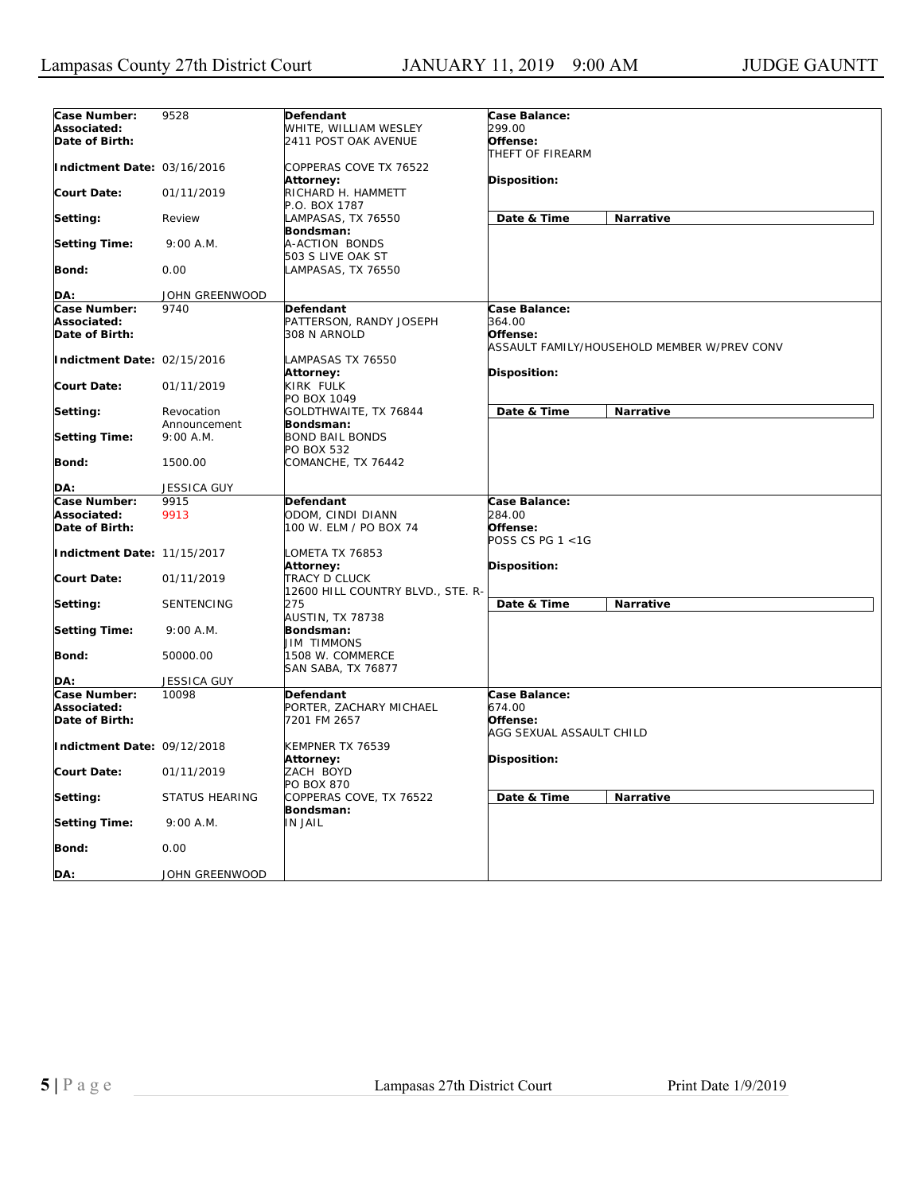| | | | |
|---|---|---|---|
| **Case Number:** 9528<br>**Associated:**<br>**Date of Birth:**<br>**Indictment Date:** 03/16/2016<br>**Court Date:** 01/11/2019<br>**Setting:** Review<br>**Setting Time:** 9:00 A.M.<br>**Bond:** 0.00<br>**DA:** JOHN GREENWOOD | **Defendant**<br>WHITE, WILLIAM WESLEY<br>2411 POST OAK AVENUE<br>COPPERAS COVE TX 76522<br>**Attorney:**<br>RICHARD H. HAMMETT<br>P.O. BOX 1787<br>LAMPASAS, TX 76550<br>**Bondsman:**<br>A-ACTION BONDS<br>503 S LIVE OAK ST<br>LAMPASAS, TX 76550 | **Case Balance:**<br>299.00<br>**Offense:**<br>THEFT OF FIREARM<br>**Disposition:**<br>**Date & Time** | **Narrative** |
| **Case Number:** 9740<br>**Associated:**<br>**Date of Birth:**<br>**Indictment Date:** 02/15/2016<br>**Court Date:** 01/11/2019<br>**Setting:** Revocation Announcement<br>**Setting Time:** 9:00 A.M.<br>**Bond:** 1500.00<br>**DA:** JESSICA GUY | **Defendant**<br>PATTERSON, RANDY JOSEPH<br>308 N ARNOLD<br>LAMPASAS TX 76550<br>**Attorney:**<br>KIRK FULK<br>PO BOX 1049<br>GOLDTHWAITE, TX 76844<br>**Bondsman:**<br>BOND BAIL BONDS<br>PO BOX 532<br>COMANCHE, TX 76442 | **Case Balance:**<br>364.00<br>**Offense:**<br>ASSAULT FAMILY/HOUSEHOLD MEMBER W/PREV CONV<br>**Disposition:**<br>**Date & Time** | **Narrative** |
| **Case Number:** 9915<br>**Associated:** 9913<br>**Date of Birth:**<br>**Indictment Date:** 11/15/2017<br>**Court Date:** 01/11/2019<br>**Setting:** SENTENCING<br>**Setting Time:** 9:00 A.M.<br>**Bond:** 50000.00<br>**DA:** JESSICA GUY | **Defendant**<br>ODOM, CINDI DIANN<br>100 W. ELM / PO BOX 74<br>LOMETA TX 76853<br>**Attorney:**<br>TRACY D CLUCK<br>12600 HILL COUNTRY BLVD., STE. R-275<br>AUSTIN, TX 78738<br>**Bondsman:**<br>JIM TIMMONS<br>1508 W. COMMERCE<br>SAN SABA, TX 76877 | **Case Balance:**<br>284.00<br>**Offense:**<br>POSS CS PG 1 <1G<br>**Disposition:**<br>**Date & Time** | **Narrative** |
| **Case Number:** 10098<br>**Associated:**<br>**Date of Birth:**<br>**Indictment Date:** 09/12/2018<br>**Court Date:** 01/11/2019<br>**Setting:** STATUS HEARING<br>**Setting Time:** 9:00 A.M.<br>**Bond:** 0.00<br>**DA:** JOHN GREENWOOD | **Defendant**<br>PORTER, ZACHARY MICHAEL<br>7201 FM 2657<br>KEMPNER TX 76539<br>**Attorney:**<br>ZACH BOYD<br>PO BOX 870<br>COPPERAS COVE, TX 76522<br>**Bondsman:**<br>IN JAIL | **Case Balance:**<br>674.00<br>**Offense:**<br>AGG SEXUAL ASSAULT CHILD<br>**Disposition:**<br>**Date & Time** | **Narrative** |